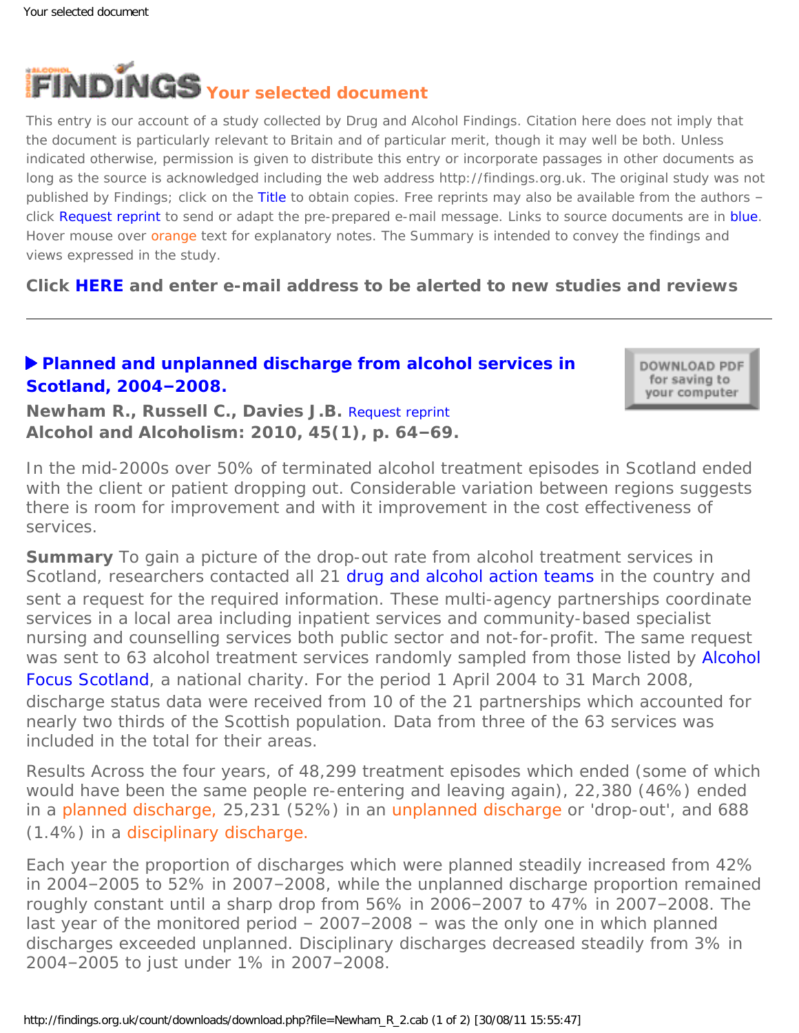# FINDINGS Your selected document

This entry is our account of a study collected by Drug and Alcohol Findings. Citation here does not imply that the document is particularly relevant to Britain and of particular merit, though it may well be both. Unless indicated otherwise, permission is given to distribute this entry or incorporate passages in other documents as long as the source is acknowledged including the web address http://findings.org.uk. The original study was not published by Findings; click on the Title to obtain copies. Free reprints may also be available from the authors – click Request reprint to send or adapt the pre-prepared e-mail message. Links to source documents are in blue. Hover mouse over orange text for explanatory notes. The Summary is intended to convey the findings and views expressed in the study.

**Click HERE and enter e-mail address to be alerted to new studies and reviews**

---

## Planned and unplanned discharge from alcohol services in Scotland, 2004–2008.

DOWNLOAD PDF for saving to your computer

**Newham R., Russell C., Davies J.B.** Request reprint
**Alcohol and Alcoholism: 2010, 45(1), p. 64–69.**

In the mid-2000s over 50% of terminated alcohol treatment episodes in Scotland ended with the client or patient dropping out. Considerable variation between regions suggests there is room for improvement and with it improvement in the cost effectiveness of services.

**Summary** To gain a picture of the drop-out rate from alcohol treatment services in Scotland, researchers contacted all 21 drug and alcohol action teams in the country and sent a request for the required information. These multi-agency partnerships coordinate services in a local area including inpatient services and community-based specialist nursing and counselling services both public sector and not-for-profit. The same request was sent to 63 alcohol treatment services randomly sampled from those listed by Alcohol Focus Scotland, a national charity. For the period 1 April 2004 to 31 March 2008, discharge status data were received from 10 of the 21 partnerships which accounted for nearly two thirds of the Scottish population. Data from three of the 63 services was included in the total for their areas.

Results Across the four years, of 48,299 treatment episodes which ended (some of which would have been the same people re-entering and leaving again), 22,380 (46%) ended in a planned discharge, 25,231 (52%) in an unplanned discharge or 'drop-out', and 688 (1.4%) in a disciplinary discharge.

Each year the proportion of discharges which were planned steadily increased from 42% in 2004–2005 to 52% in 2007–2008, while the unplanned discharge proportion remained roughly constant until a sharp drop from 56% in 2006–2007 to 47% in 2007–2008. The last year of the monitored period – 2007–2008 – was the only one in which planned discharges exceeded unplanned. Disciplinary discharges decreased steadily from 3% in 2004–2005 to just under 1% in 2007–2008.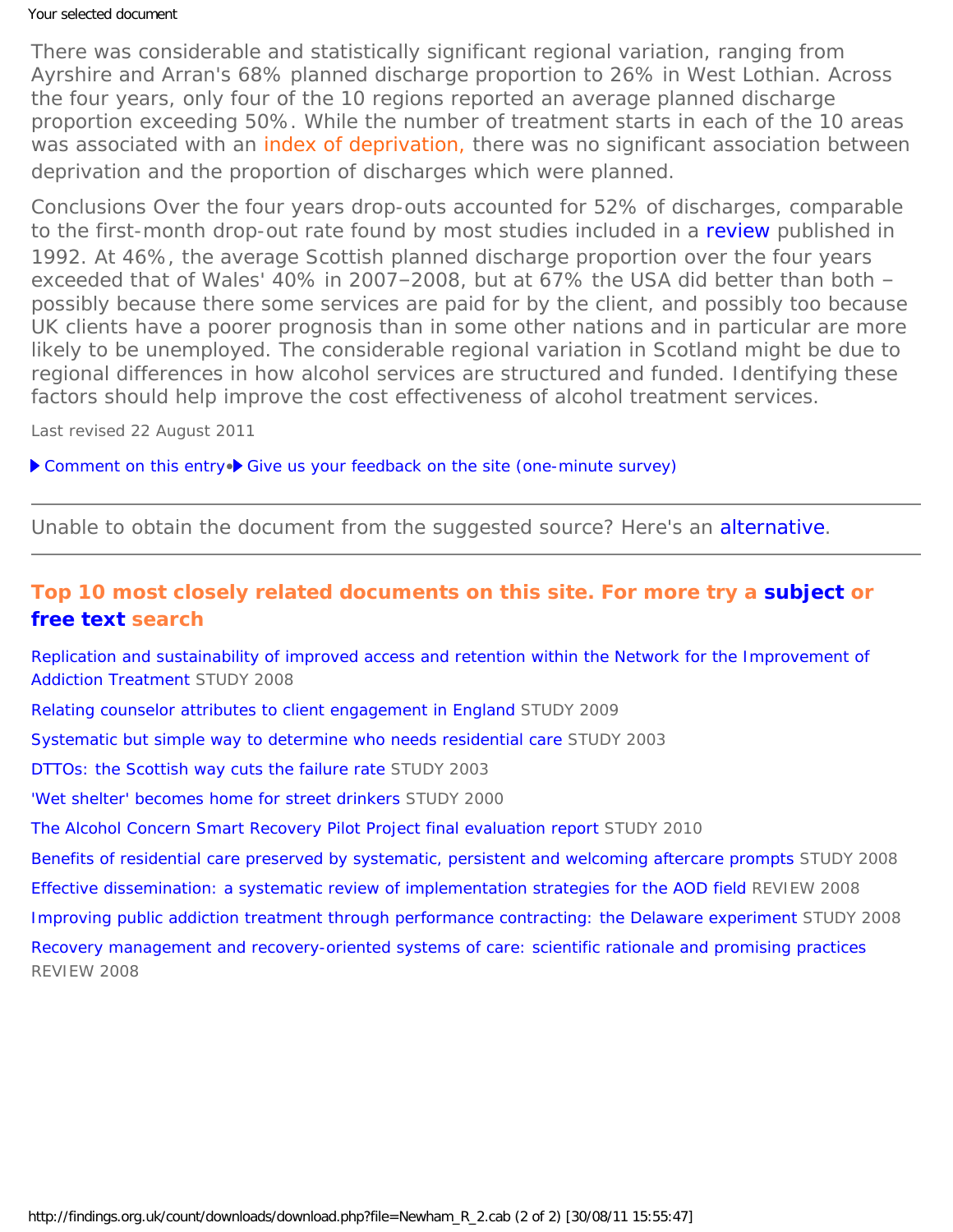There was considerable and statistically significant regional variation, ranging from Ayrshire and Arran's 68% planned discharge proportion to 26% in West Lothian. Across the four years, only four of the 10 regions reported an average planned discharge proportion exceeding 50%. While the number of treatment starts in each of the 10 areas was associated with an index of deprivation, there was no significant association between deprivation and the proportion of discharges which were planned.

Conclusions Over the four years drop-outs accounted for 52% of discharges, comparable to the first-month drop-out rate found by most studies included in a review published in 1992. At 46%, the average Scottish planned discharge proportion over the four years exceeded that of Wales' 40% in 2007–2008, but at 67% the USA did better than both – possibly because there some services are paid for by the client, and possibly too because UK clients have a poorer prognosis than in some other nations and in particular are more likely to be unemployed. The considerable regional variation in Scotland might be due to regional differences in how alcohol services are structured and funded. Identifying these factors should help improve the cost effectiveness of alcohol treatment services.

Last revised 22 August 2011

▶ Comment on this entry • ▶ Give us your feedback on the site (one-minute survey)

---

Unable to obtain the document from the suggested source? Here's an alternative.

---

## Top 10 most closely related documents on this site. For more try a subject or free text search

Replication and sustainability of improved access and retention within the Network for the Improvement of Addiction Treatment STUDY 2008

Relating counselor attributes to client engagement in England STUDY 2009

Systematic but simple way to determine who needs residential care STUDY 2003

DTTOs: the Scottish way cuts the failure rate STUDY 2003

'Wet shelter' becomes home for street drinkers STUDY 2000

The Alcohol Concern Smart Recovery Pilot Project final evaluation report STUDY 2010

Benefits of residential care preserved by systematic, persistent and welcoming aftercare prompts STUDY 2008

Effective dissemination: a systematic review of implementation strategies for the AOD field REVIEW 2008

Improving public addiction treatment through performance contracting: the Delaware experiment STUDY 2008

Recovery management and recovery-oriented systems of care: scientific rationale and promising practices REVIEW 2008